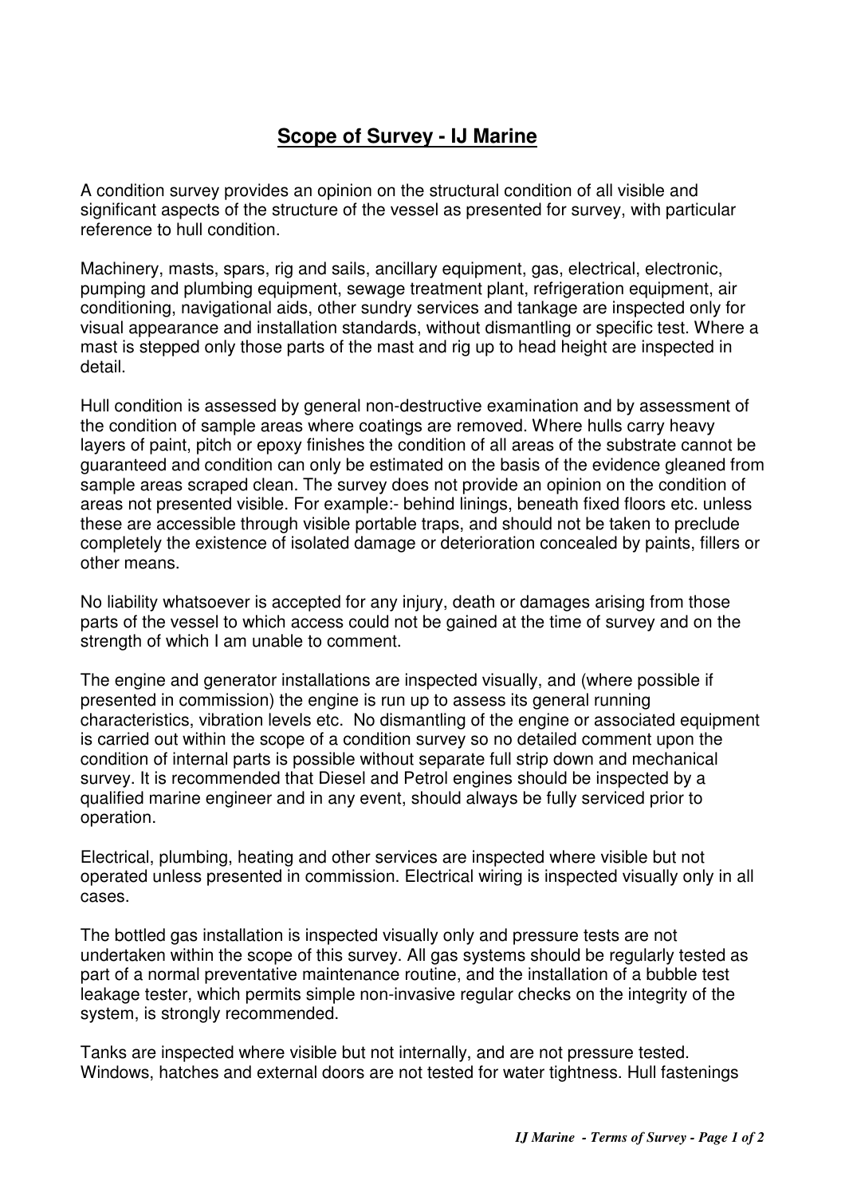# Scope of Survey - IJ Marine

A condition survey provides an opinion on the structural condition of all visible and significant aspects of the structure of the vessel as presented for survey, with particular reference to hull condition.

Machinery, masts, spars, rig and sails, ancillary equipment, gas, electrical, electronic, pumping and plumbing equipment, sewage treatment plant, refrigeration equipment, air conditioning, navigational aids, other sundry services and tankage are inspected only for visual appearance and installation standards, without dismantling or specific test. Where a mast is stepped only those parts of the mast and rig up to head height are inspected in detail.

Hull condition is assessed by general non-destructive examination and by assessment of the condition of sample areas where coatings are removed. Where hulls carry heavy layers of paint, pitch or epoxy finishes the condition of all areas of the substrate cannot be guaranteed and condition can only be estimated on the basis of the evidence gleaned from sample areas scraped clean. The survey does not provide an opinion on the condition of areas not presented visible. For example:- behind linings, beneath fixed floors etc. unless these are accessible through visible portable traps, and should not be taken to preclude completely the existence of isolated damage or deterioration concealed by paints, fillers or other means.

No liability whatsoever is accepted for any injury, death or damages arising from those parts of the vessel to which access could not be gained at the time of survey and on the strength of which I am unable to comment.

The engine and generator installations are inspected visually, and (where possible if presented in commission) the engine is run up to assess its general running characteristics, vibration levels etc. No dismantling of the engine or associated equipment is carried out within the scope of a condition survey so no detailed comment upon the condition of internal parts is possible without separate full strip down and mechanical survey. It is recommended that Diesel and Petrol engines should be inspected by a qualified marine engineer and in any event, should always be fully serviced prior to operation.

Electrical, plumbing, heating and other services are inspected where visible but not operated unless presented in commission. Electrical wiring is inspected visually only in all cases.

The bottled gas installation is inspected visually only and pressure tests are not undertaken within the scope of this survey. All gas systems should be regularly tested as part of a normal preventative maintenance routine, and the installation of a bubble test leakage tester, which permits simple non-invasive regular checks on the integrity of the system, is strongly recommended.

Tanks are inspected where visible but not internally, and are not pressure tested. Windows, hatches and external doors are not tested for water tightness. Hull fastenings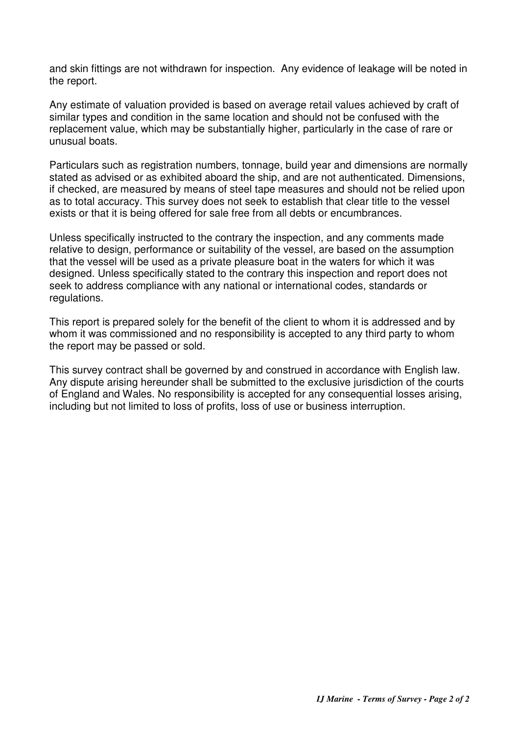and skin fittings are not withdrawn for inspection. Any evidence of leakage will be noted in the report.

Any estimate of valuation provided is based on average retail values achieved by craft of similar types and condition in the same location and should not be confused with the replacement value, which may be substantially higher, particularly in the case of rare or unusual boats.

Particulars such as registration numbers, tonnage, build year and dimensions are normally stated as advised or as exhibited aboard the ship, and are not authenticated. Dimensions, if checked, are measured by means of steel tape measures and should not be relied upon as to total accuracy. This survey does not seek to establish that clear title to the vessel exists or that it is being offered for sale free from all debts or encumbrances.

Unless specifically instructed to the contrary the inspection, and any comments made relative to design, performance or suitability of the vessel, are based on the assumption that the vessel will be used as a private pleasure boat in the waters for which it was designed. Unless specifically stated to the contrary this inspection and report does not seek to address compliance with any national or international codes, standards or regulations.

This report is prepared solely for the benefit of the client to whom it is addressed and by whom it was commissioned and no responsibility is accepted to any third party to whom the report may be passed or sold.

This survey contract shall be governed by and construed in accordance with English law. Any dispute arising hereunder shall be submitted to the exclusive jurisdiction of the courts of England and Wales. No responsibility is accepted for any consequential losses arising, including but not limited to loss of profits, loss of use or business interruption.